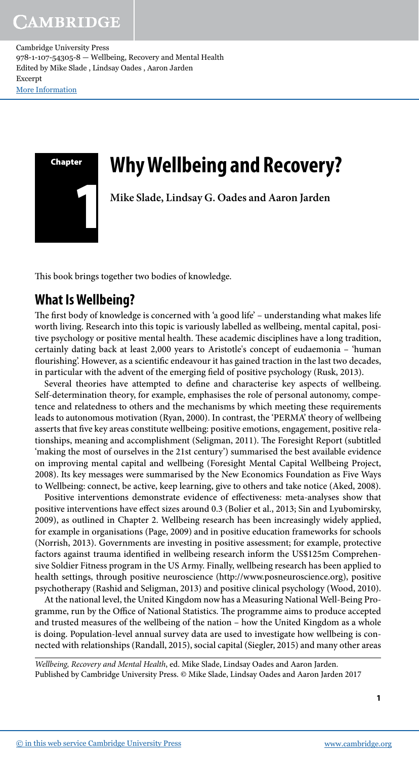# Chapter 1 Why Wellbeing and Recovery?

**Mike Slade, Lindsay G. Oades and Aaron Jarden**

This book brings together two bodies of knowledge.

## What Is Wellbeing?

The first body of knowledge is concerned with 'a good life' – understanding what makes life worth living. Research into this topic is variously labelled as wellbeing, mental capital, positive psychology or positive mental health. These academic disciplines have a long tradition, certainly dating back at least 2,000 years to Aristotle's concept of eudaemonia – 'human flourishing'. However, as a scientific endeavour it has gained traction in the last two decades, in particular with the advent of the emerging field of positive psychology (Rusk, 2013).

Several theories have attempted to define and characterise key aspects of wellbeing. Self-determination theory, for example, emphasises the role of personal autonomy, competence and relatedness to others and the mechanisms by which meeting these requirements leads to autonomous motivation (Ryan, 2000). In contrast, the 'PERMA' theory of wellbeing asserts that five key areas constitute wellbeing: positive emotions, engagement, positive relationships, meaning and accomplishment (Seligman, 2011). The Foresight Report (subtitled 'making the most of ourselves in the 21st century') summarised the best available evidence on improving mental capital and wellbeing (Foresight Mental Capital Wellbeing Project, 2008). Its key messages were summarised by the New Economics Foundation as Five Ways to Wellbeing: connect, be active, keep learning, give to others and take notice (Aked, 2008).

Positive interventions demonstrate evidence of effectiveness: meta-analyses show that positive interventions have effect sizes around 0.3 (Bolier et al., 2013; Sin and Lyubomirsky, 2009), as outlined in Chapter 2. Wellbeing research has been increasingly widely applied, for example in organisations (Page, 2009) and in positive education frameworks for schools (Norrish, 2013). Governments are investing in positive assessment; for example, protective factors against trauma identified in wellbeing research inform the US$125m Comprehensive Soldier Fitness program in the US Army. Finally, wellbeing research has been applied to health settings, through positive neuroscience (http://www.posneuroscience.org), positive psychotherapy (Rashid and Seligman, 2013) and positive clinical psychology (Wood, 2010).

At the national level, the United Kingdom now has a Measuring National Well-Being Programme, run by the Office of National Statistics. The programme aims to produce accepted and trusted measures of the wellbeing of the nation – how the United Kingdom as a whole is doing. Population-level annual survey data are used to investigate how wellbeing is connected with relationships (Randall, 2015), social capital (Siegler, 2015) and many other areas

*Wellbeing, Recovery and Mental Health*, ed. Mike Slade, Lindsay Oades and Aaron Jarden. Published by Cambridge University Press. © Mike Slade, Lindsay Oades and Aaron Jarden 2017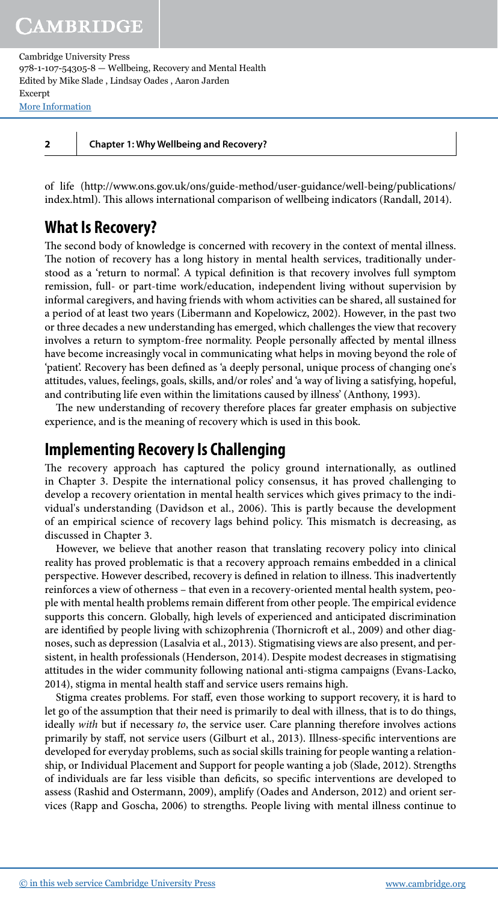of life (http://www.ons.gov.uk/ons/guide-method/user-guidance/well-being/publications/index.html). This allows international comparison of wellbeing indicators (Randall, 2014).

## What Is Recovery?

The second body of knowledge is concerned with recovery in the context of mental illness. The notion of recovery has a long history in mental health services, traditionally understood as a 'return to normal'. A typical definition is that recovery involves full symptom remission, full- or part-time work/education, independent living without supervision by informal caregivers, and having friends with whom activities can be shared, all sustained for a period of at least two years (Libermann and Kopelowicz, 2002). However, in the past two or three decades a new understanding has emerged, which challenges the view that recovery involves a return to symptom-free normality. People personally affected by mental illness have become increasingly vocal in communicating what helps in moving beyond the role of 'patient'. Recovery has been defined as 'a deeply personal, unique process of changing one's attitudes, values, feelings, goals, skills, and/or roles' and 'a way of living a satisfying, hopeful, and contributing life even within the limitations caused by illness' (Anthony, 1993).

The new understanding of recovery therefore places far greater emphasis on subjective experience, and is the meaning of recovery which is used in this book.

## Implementing Recovery Is Challenging

The recovery approach has captured the policy ground internationally, as outlined in Chapter 3. Despite the international policy consensus, it has proved challenging to develop a recovery orientation in mental health services which gives primacy to the individual's understanding (Davidson et al., 2006). This is partly because the development of an empirical science of recovery lags behind policy. This mismatch is decreasing, as discussed in Chapter 3.

However, we believe that another reason that translating recovery policy into clinical reality has proved problematic is that a recovery approach remains embedded in a clinical perspective. However described, recovery is defined in relation to illness. This inadvertently reinforces a view of otherness – that even in a recovery-oriented mental health system, people with mental health problems remain different from other people. The empirical evidence supports this concern. Globally, high levels of experienced and anticipated discrimination are identified by people living with schizophrenia (Thornicroft et al., 2009) and other diagnoses, such as depression (Lasalvia et al., 2013). Stigmatising views are also present, and persistent, in health professionals (Henderson, 2014). Despite modest decreases in stigmatising attitudes in the wider community following national anti-stigma campaigns (Evans-Lacko, 2014), stigma in mental health staff and service users remains high.

Stigma creates problems. For staff, even those working to support recovery, it is hard to let go of the assumption that their need is primarily to deal with illness, that is to do things, ideally *with* but if necessary *to*, the service user. Care planning therefore involves actions primarily by staff, not service users (Gilburt et al., 2013). Illness-specific interventions are developed for everyday problems, such as social skills training for people wanting a relationship, or Individual Placement and Support for people wanting a job (Slade, 2012). Strengths of individuals are far less visible than deficits, so specific interventions are developed to assess (Rashid and Ostermann, 2009), amplify (Oades and Anderson, 2012) and orient services (Rapp and Goscha, 2006) to strengths. People living with mental illness continue to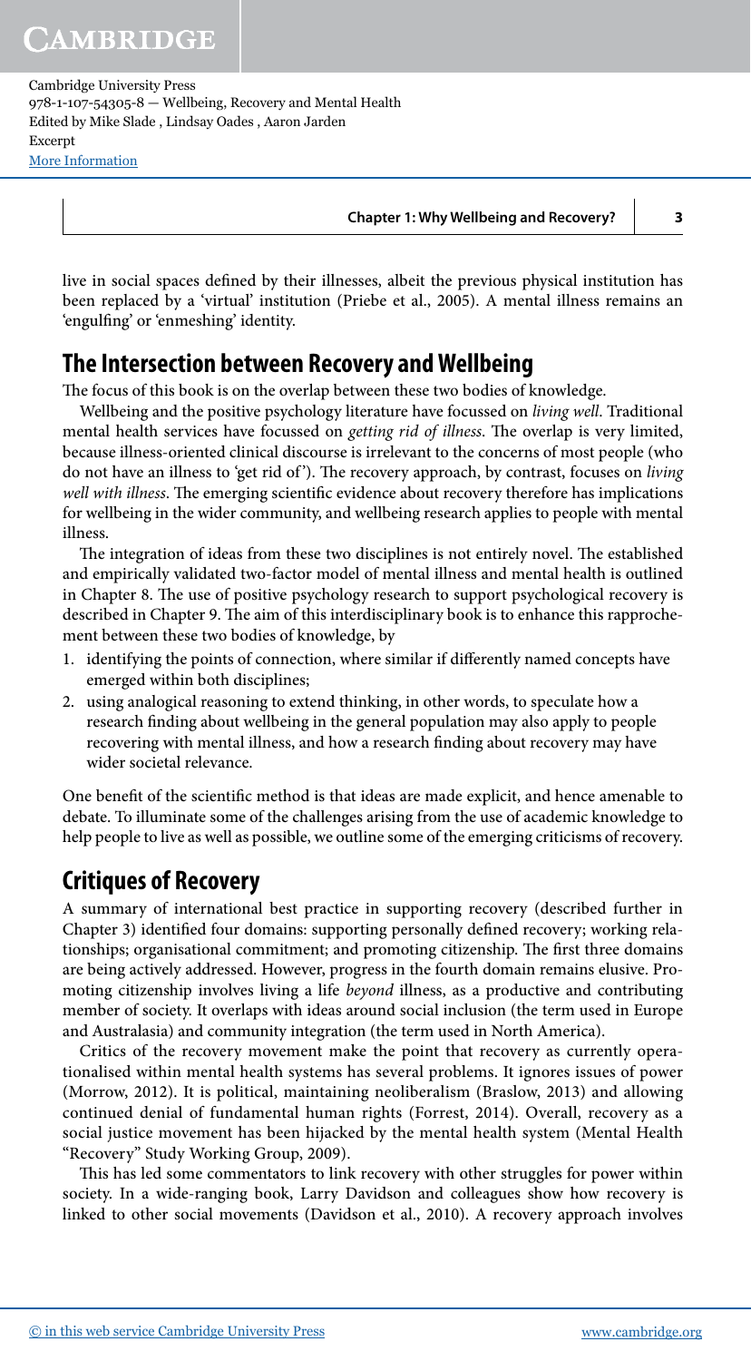live in social spaces defined by their illnesses, albeit the previous physical institution has been replaced by a 'virtual' institution (Priebe et al., 2005). A mental illness remains an 'engulfing' or 'enmeshing' identity.

## The Intersection between Recovery and Wellbeing

The focus of this book is on the overlap between these two bodies of knowledge.

Wellbeing and the positive psychology literature have focussed on *living well*. Traditional mental health services have focussed on *getting rid of illness*. The overlap is very limited, because illness-oriented clinical discourse is irrelevant to the concerns of most people (who do not have an illness to 'get rid of'). The recovery approach, by contrast, focuses on *living well with illness*. The emerging scientific evidence about recovery therefore has implications for wellbeing in the wider community, and wellbeing research applies to people with mental illness.

The integration of ideas from these two disciplines is not entirely novel. The established and empirically validated two-factor model of mental illness and mental health is outlined in Chapter 8. The use of positive psychology research to support psychological recovery is described in Chapter 9. The aim of this interdisciplinary book is to enhance this rapprochement between these two bodies of knowledge, by

1. identifying the points of connection, where similar if differently named concepts have emerged within both disciplines;
2. using analogical reasoning to extend thinking, in other words, to speculate how a research finding about wellbeing in the general population may also apply to people recovering with mental illness, and how a research finding about recovery may have wider societal relevance.

One benefit of the scientific method is that ideas are made explicit, and hence amenable to debate. To illuminate some of the challenges arising from the use of academic knowledge to help people to live as well as possible, we outline some of the emerging criticisms of recovery.

## Critiques of Recovery

A summary of international best practice in supporting recovery (described further in Chapter 3) identified four domains: supporting personally defined recovery; working relationships; organisational commitment; and promoting citizenship. The first three domains are being actively addressed. However, progress in the fourth domain remains elusive. Promoting citizenship involves living a life *beyond* illness, as a productive and contributing member of society. It overlaps with ideas around social inclusion (the term used in Europe and Australasia) and community integration (the term used in North America).

Critics of the recovery movement make the point that recovery as currently operationalised within mental health systems has several problems. It ignores issues of power (Morrow, 2012). It is political, maintaining neoliberalism (Braslow, 2013) and allowing continued denial of fundamental human rights (Forrest, 2014). Overall, recovery as a social justice movement has been hijacked by the mental health system (Mental Health "Recovery" Study Working Group, 2009).

This has led some commentators to link recovery with other struggles for power within society. In a wide-ranging book, Larry Davidson and colleagues show how recovery is linked to other social movements (Davidson et al., 2010). A recovery approach involves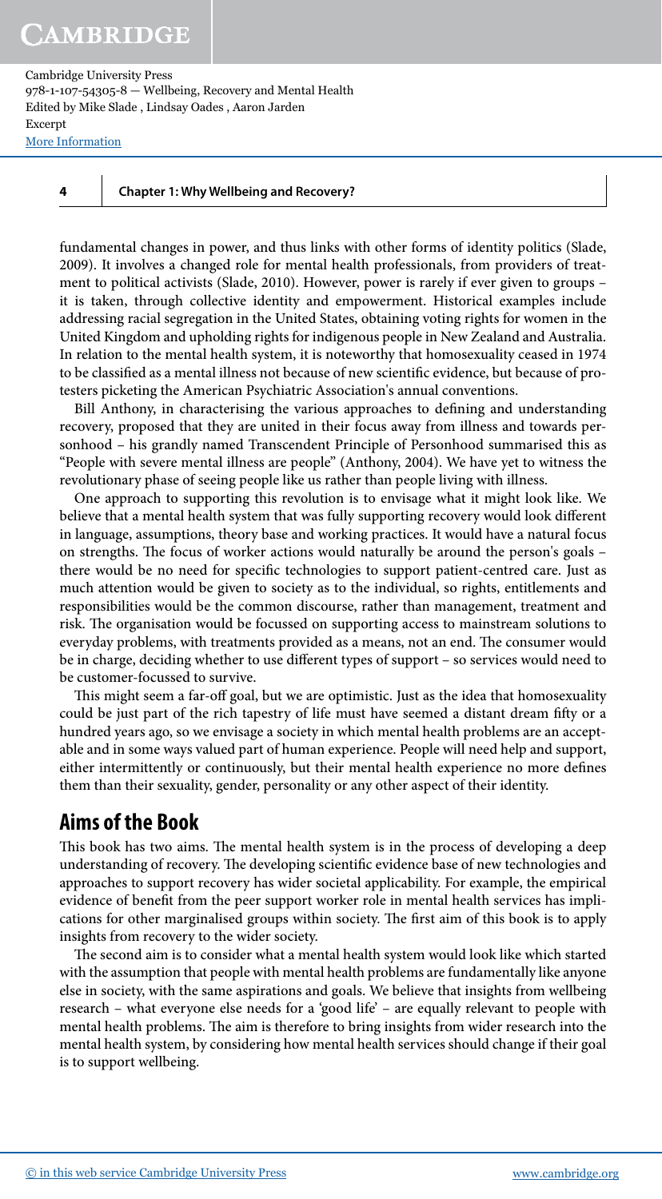fundamental changes in power, and thus links with other forms of identity politics (Slade, 2009). It involves a changed role for mental health professionals, from providers of treatment to political activists (Slade, 2010). However, power is rarely if ever given to groups – it is taken, through collective identity and empowerment. Historical examples include addressing racial segregation in the United States, obtaining voting rights for women in the United Kingdom and upholding rights for indigenous people in New Zealand and Australia. In relation to the mental health system, it is noteworthy that homosexuality ceased in 1974 to be classified as a mental illness not because of new scientific evidence, but because of protesters picketing the American Psychiatric Association's annual conventions.

Bill Anthony, in characterising the various approaches to defining and understanding recovery, proposed that they are united in their focus away from illness and towards personhood – his grandly named Transcendent Principle of Personhood summarised this as "People with severe mental illness are people" (Anthony, 2004). We have yet to witness the revolutionary phase of seeing people like us rather than people living with illness.

One approach to supporting this revolution is to envisage what it might look like. We believe that a mental health system that was fully supporting recovery would look different in language, assumptions, theory base and working practices. It would have a natural focus on strengths. The focus of worker actions would naturally be around the person's goals – there would be no need for specific technologies to support patient-centred care. Just as much attention would be given to society as to the individual, so rights, entitlements and responsibilities would be the common discourse, rather than management, treatment and risk. The organisation would be focussed on supporting access to mainstream solutions to everyday problems, with treatments provided as a means, not an end. The consumer would be in charge, deciding whether to use different types of support – so services would need to be customer-focussed to survive.

This might seem a far-off goal, but we are optimistic. Just as the idea that homosexuality could be just part of the rich tapestry of life must have seemed a distant dream fifty or a hundred years ago, so we envisage a society in which mental health problems are an acceptable and in some ways valued part of human experience. People will need help and support, either intermittently or continuously, but their mental health experience no more defines them than their sexuality, gender, personality or any other aspect of their identity.

## Aims of the Book

This book has two aims. The mental health system is in the process of developing a deep understanding of recovery. The developing scientific evidence base of new technologies and approaches to support recovery has wider societal applicability. For example, the empirical evidence of benefit from the peer support worker role in mental health services has implications for other marginalised groups within society. The first aim of this book is to apply insights from recovery to the wider society.

The second aim is to consider what a mental health system would look like which started with the assumption that people with mental health problems are fundamentally like anyone else in society, with the same aspirations and goals. We believe that insights from wellbeing research – what everyone else needs for a 'good life' – are equally relevant to people with mental health problems. The aim is therefore to bring insights from wider research into the mental health system, by considering how mental health services should change if their goal is to support wellbeing.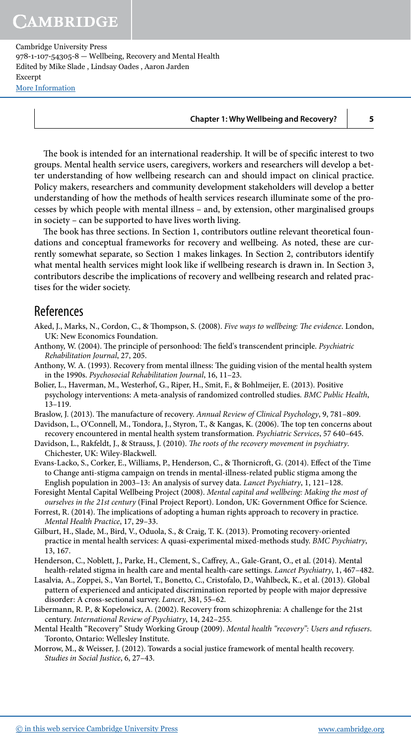The book is intended for an international readership. It will be of specific interest to two groups. Mental health service users, caregivers, workers and researchers will develop a better understanding of how wellbeing research can and should impact on clinical practice. Policy makers, researchers and community development stakeholders will develop a better understanding of how the methods of health services research illuminate some of the processes by which people with mental illness – and, by extension, other marginalised groups in society – can be supported to have lives worth living.

The book has three sections. In Section 1, contributors outline relevant theoretical foundations and conceptual frameworks for recovery and wellbeing. As noted, these are currently somewhat separate, so Section 1 makes linkages. In Section 2, contributors identify what mental health services might look like if wellbeing research is drawn in. In Section 3, contributors describe the implications of recovery and wellbeing research and related practises for the wider society.

## References

Aked, J., Marks, N., Cordon, C., & Thompson, S. (2008). *Five ways to wellbeing: The evidence*. London, UK: New Economics Foundation.

Anthony, W. (2004). The principle of personhood: The field's transcendent principle. *Psychiatric Rehabilitation Journal*, 27, 205.

Anthony, W. A. (1993). Recovery from mental illness: The guiding vision of the mental health system in the 1990s. *Psychosocial Rehabilitation Journal*, 16, 11–23.

Bolier, L., Haverman, M., Westerhof, G., Riper, H., Smit, F., & Bohlmeijer, E. (2013). Positive psychology interventions: A meta-analysis of randomized controlled studies. *BMC Public Health*, 13–119.

Braslow, J. (2013). The manufacture of recovery. *Annual Review of Clinical Psychology*, 9, 781–809.

Davidson, L., O'Connell, M., Tondora, J., Styron, T., & Kangas, K. (2006). The top ten concerns about recovery encountered in mental health system transformation. *Psychiatric Services*, 57 640–645.

Davidson, L., Rakfeldt, J., & Strauss, J. (2010). *The roots of the recovery movement in psychiatry*. Chichester, UK: Wiley-Blackwell.

Evans-Lacko, S., Corker, E., Williams, P., Henderson, C., & Thornicroft, G. (2014). Effect of the Time to Change anti-stigma campaign on trends in mental-illness-related public stigma among the English population in 2003–13: An analysis of survey data. *Lancet Psychiatry*, 1, 121–128.

Foresight Mental Capital Wellbeing Project (2008). *Mental capital and wellbeing: Making the most of ourselves in the 21st century* (Final Project Report). London, UK: Government Office for Science.

Forrest, R. (2014). The implications of adopting a human rights approach to recovery in practice. *Mental Health Practice*, 17, 29–33.

Gilburt, H., Slade, M., Bird, V., Oduola, S., & Craig, T. K. (2013). Promoting recovery-oriented practice in mental health services: A quasi-experimental mixed-methods study. *BMC Psychiatry*, 13, 167.

Henderson, C., Noblett, J., Parke, H., Clement, S., Caffrey, A., Gale-Grant, O., et al. (2014). Mental health-related stigma in health care and mental health-care settings. *Lancet Psychiatry*, 1, 467–482.

Lasalvia, A., Zoppei, S., Van Bortel, T., Bonetto, C., Cristofalo, D., Wahlbeck, K., et al. (2013). Global pattern of experienced and anticipated discrimination reported by people with major depressive disorder: A cross-sectional survey. *Lancet*, 381, 55–62.

Libermann, R. P., & Kopelowicz, A. (2002). Recovery from schizophrenia: A challenge for the 21st century. *International Review of Psychiatry*, 14, 242–255.

Mental Health "Recovery" Study Working Group (2009). *Mental health "recovery": Users and refusers*. Toronto, Ontario: Wellesley Institute.

Morrow, M., & Weisser, J. (2012). Towards a social justice framework of mental health recovery. *Studies in Social Justice*, 6, 27–43.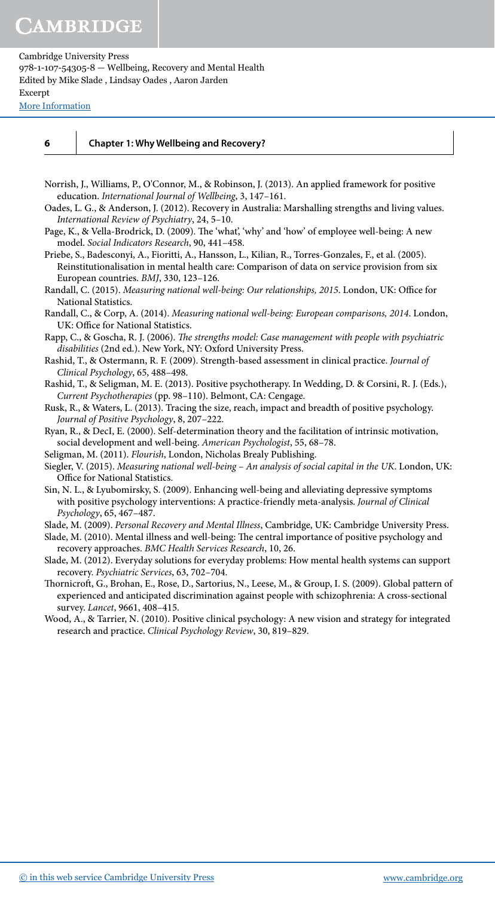Norrish, J., Williams, P., O'Connor, M., & Robinson, J. (2013). An applied framework for positive education. *International Journal of Wellbeing*, 3, 147–161.

Oades, L. G., & Anderson, J. (2012). Recovery in Australia: Marshalling strengths and living values. *International Review of Psychiatry*, 24, 5–10.

Page, K., & Vella-Brodrick, D. (2009). The 'what', 'why' and 'how' of employee well-being: A new model. *Social Indicators Research*, 90, 441–458.

Priebe, S., Badesconyi, A., Fioritti, A., Hansson, L., Kilian, R., Torres-Gonzales, F., et al. (2005). Reinstitutionalisation in mental health care: Comparison of data on service provision from six European countries. *BMJ*, 330, 123–126.

Randall, C. (2015). *Measuring national well-being: Our relationships, 2015*. London, UK: Office for National Statistics.

Randall, C., & Corp, A. (2014). *Measuring national well-being: European comparisons, 2014*. London, UK: Office for National Statistics.

Rapp, C., & Goscha, R. J. (2006). *The strengths model: Case management with people with psychiatric disabilities* (2nd ed.). New York, NY: Oxford University Press.

Rashid, T., & Ostermann, R. F. (2009). Strength-based assessment in clinical practice. *Journal of Clinical Psychology*, 65, 488–498.

Rashid, T., & Seligman, M. E. (2013). Positive psychotherapy. In Wedding, D. & Corsini, R. J. (Eds.), *Current Psychotherapies* (pp. 98–110). Belmont, CA: Cengage.

Rusk, R., & Waters, L. (2013). Tracing the size, reach, impact and breadth of positive psychology. *Journal of Positive Psychology*, 8, 207–222.

Ryan, R., & DecI, E. (2000). Self-determination theory and the facilitation of intrinsic motivation, social development and well-being. *American Psychologist*, 55, 68–78.

Seligman, M. (2011). *Flourish*, London, Nicholas Brealy Publishing.

Siegler, V. (2015). *Measuring national well-being – An analysis of social capital in the UK*. London, UK: Office for National Statistics.

Sin, N. L., & Lyubomirsky, S. (2009). Enhancing well-being and alleviating depressive symptoms with positive psychology interventions: A practice-friendly meta-analysis. *Journal of Clinical Psychology*, 65, 467–487.

Slade, M. (2009). *Personal Recovery and Mental Illness*, Cambridge, UK: Cambridge University Press.

Slade, M. (2010). Mental illness and well-being: The central importance of positive psychology and recovery approaches. *BMC Health Services Research*, 10, 26.

Slade, M. (2012). Everyday solutions for everyday problems: How mental health systems can support recovery. *Psychiatric Services*, 63, 702–704.

Thornicroft, G., Brohan, E., Rose, D., Sartorius, N., Leese, M., & Group, I. S. (2009). Global pattern of experienced and anticipated discrimination against people with schizophrenia: A cross-sectional survey. *Lancet*, 9661, 408–415.

Wood, A., & Tarrier, N. (2010). Positive clinical psychology: A new vision and strategy for integrated research and practice. *Clinical Psychology Review*, 30, 819–829.